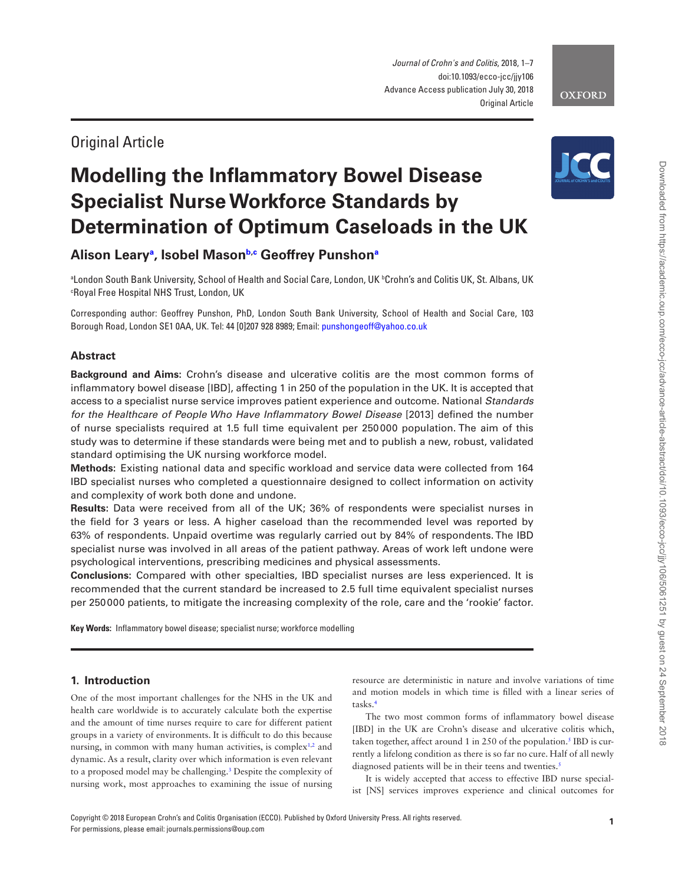Original Article

# Modelling the Inflammatory Bowel Disease Specialist Nurse Workforce Standards by Determination of Optimum Caseloads in the UK

**Alison Leary[a], Isobel Mason[b,c] Geoffrey Punshon[a]**

[a]London South Bank University, School of Health and Social Care, London, UK [b]Crohn's and Colitis UK, St. Albans, UK [c]Royal Free Hospital NHS Trust, London, UK

Corresponding author: Geoffrey Punshon, PhD, London South Bank University, School of Health and Social Care, 103 Borough Road, London SE1 0AA, UK. Tel: 44 [0]207 928 8989; Email: punshongeoff@yahoo.co.uk

## Abstract

**Background and Aims:** Crohn's disease and ulcerative colitis are the most common forms of inflammatory bowel disease [IBD], affecting 1 in 250 of the population in the UK. It is accepted that access to a specialist nurse service improves patient experience and outcome. National *Standards for the Healthcare of People Who Have Inflammatory Bowel Disease* [2013] defined the number of nurse specialists required at 1.5 full time equivalent per 250 000 population. The aim of this study was to determine if these standards were being met and to publish a new, robust, validated standard optimising the UK nursing workforce model.

**Methods:** Existing national data and specific workload and service data were collected from 164 IBD specialist nurses who completed a questionnaire designed to collect information on activity and complexity of work both done and undone.

**Results:** Data were received from all of the UK; 36% of respondents were specialist nurses in the field for 3 years or less. A higher caseload than the recommended level was reported by 63% of respondents. Unpaid overtime was regularly carried out by 84% of respondents. The IBD specialist nurse was involved in all areas of the patient pathway. Areas of work left undone were psychological interventions, prescribing medicines and physical assessments.

**Conclusions:** Compared with other specialties, IBD specialist nurses are less experienced. It is recommended that the current standard be increased to 2.5 full time equivalent specialist nurses per 250 000 patients, to mitigate the increasing complexity of the role, care and the 'rookie' factor.

**Key Words:** Inflammatory bowel disease; specialist nurse; workforce modelling

## 1. Introduction

One of the most important challenges for the NHS in the UK and health care worldwide is to accurately calculate both the expertise and the amount of time nurses require to care for different patient groups in a variety of environments. It is difficult to do this because nursing, in common with many human activities, is complex[1,2] and dynamic. As a result, clarity over which information is relevant to a proposed model may be challenging.[3] Despite the complexity of nursing work, most approaches to examining the issue of nursing resource are deterministic in nature and involve variations of time and motion models in which time is filled with a linear series of tasks.[4]

The two most common forms of inflammatory bowel disease [IBD] in the UK are Crohn's disease and ulcerative colitis which, taken together, affect around 1 in 250 of the population.[5] IBD is currently a lifelong condition as there is so far no cure. Half of all newly diagnosed patients will be in their teens and twenties.[5]

It is widely accepted that access to effective IBD nurse specialist [NS] services improves experience and clinical outcomes for

Copyright © 2018 European Crohn's and Colitis Organisation (ECCO). Published by Oxford University Press. All rights reserved. For permissions, please email: journals.permissions@oup.com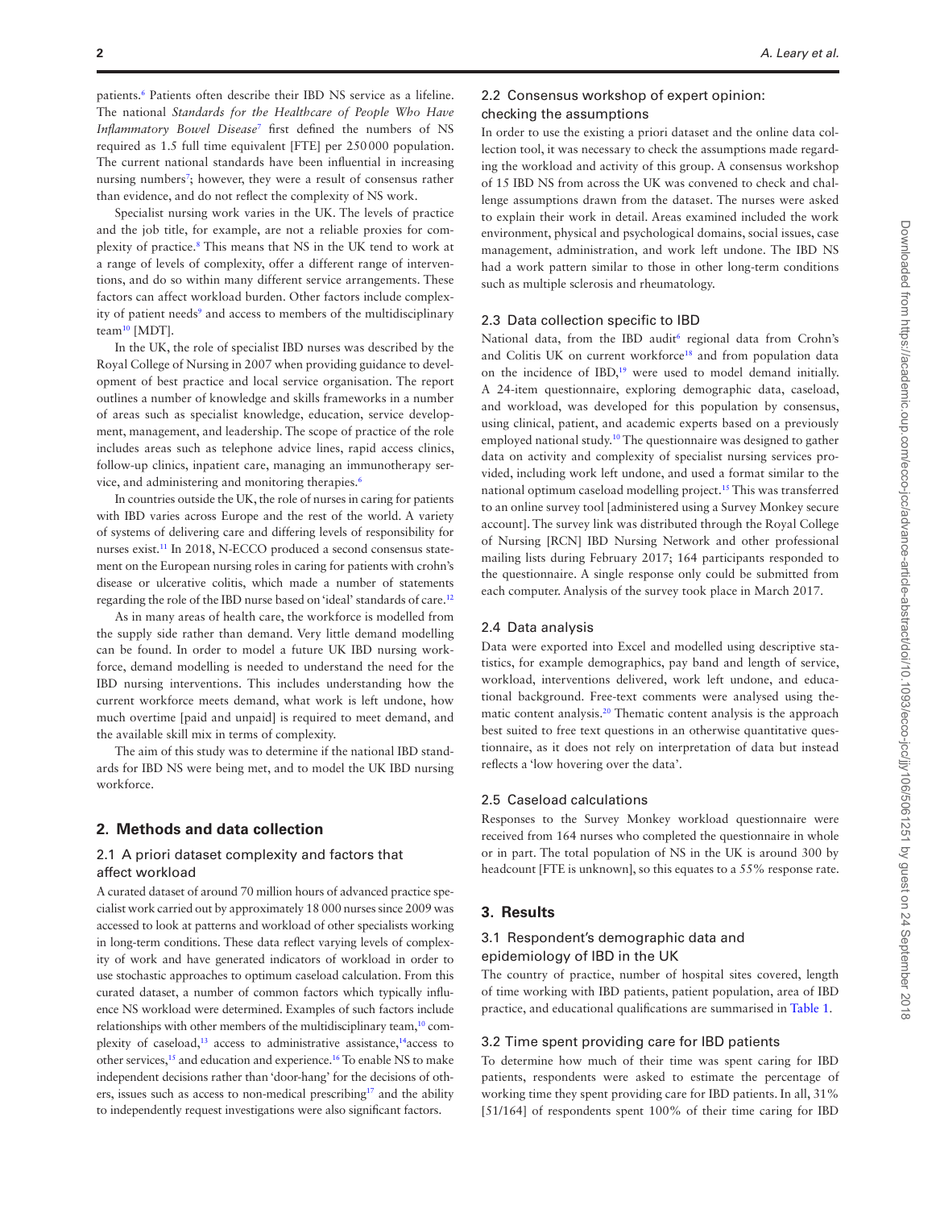patients.[6] Patients often describe their IBD NS service as a lifeline. The national *Standards for the Healthcare of People Who Have Inflammatory Bowel Disease*[7] first defined the numbers of NS required as 1.5 full time equivalent [FTE] per 250 000 population. The current national standards have been influential in increasing nursing numbers[7]; however, they were a result of consensus rather than evidence, and do not reflect the complexity of NS work.

Specialist nursing work varies in the UK. The levels of practice and the job title, for example, are not a reliable proxies for complexity of practice.[8] This means that NS in the UK tend to work at a range of levels of complexity, offer a different range of interventions, and do so within many different service arrangements. These factors can affect workload burden. Other factors include complexity of patient needs[9] and access to members of the multidisciplinary team[10] [MDT].

In the UK, the role of specialist IBD nurses was described by the Royal College of Nursing in 2007 when providing guidance to development of best practice and local service organisation. The report outlines a number of knowledge and skills frameworks in a number of areas such as specialist knowledge, education, service development, management, and leadership. The scope of practice of the role includes areas such as telephone advice lines, rapid access clinics, follow-up clinics, inpatient care, managing an immunotherapy service, and administering and monitoring therapies.[6]

In countries outside the UK, the role of nurses in caring for patients with IBD varies across Europe and the rest of the world. A variety of systems of delivering care and differing levels of responsibility for nurses exist.[11] In 2018, N-ECCO produced a second consensus statement on the European nursing roles in caring for patients with crohn's disease or ulcerative colitis, which made a number of statements regarding the role of the IBD nurse based on 'ideal' standards of care.[12]

As in many areas of health care, the workforce is modelled from the supply side rather than demand. Very little demand modelling can be found. In order to model a future UK IBD nursing workforce, demand modelling is needed to understand the need for the IBD nursing interventions. This includes understanding how the current workforce meets demand, what work is left undone, how much overtime [paid and unpaid] is required to meet demand, and the available skill mix in terms of complexity.

The aim of this study was to determine if the national IBD standards for IBD NS were being met, and to model the UK IBD nursing workforce.

## 2. Methods and data collection

### 2.1 A priori dataset complexity and factors that affect workload

A curated dataset of around 70 million hours of advanced practice specialist work carried out by approximately 18 000 nurses since 2009 was accessed to look at patterns and workload of other specialists working in long-term conditions. These data reflect varying levels of complexity of work and have generated indicators of workload in order to use stochastic approaches to optimum caseload calculation. From this curated dataset, a number of common factors which typically influence NS workload were determined. Examples of such factors include relationships with other members of the multidisciplinary team,[10] complexity of caseload,[13] access to administrative assistance,[14]access to other services,[15] and education and experience.[16] To enable NS to make independent decisions rather than 'door-hang' for the decisions of others, issues such as access to non-medical prescribing[17] and the ability to independently request investigations were also significant factors.

### 2.2 Consensus workshop of expert opinion: checking the assumptions

In order to use the existing a priori dataset and the online data collection tool, it was necessary to check the assumptions made regarding the workload and activity of this group. A consensus workshop of 15 IBD NS from across the UK was convened to check and challenge assumptions drawn from the dataset. The nurses were asked to explain their work in detail. Areas examined included the work environment, physical and psychological domains, social issues, case management, administration, and work left undone. The IBD NS had a work pattern similar to those in other long-term conditions such as multiple sclerosis and rheumatology.

### 2.3 Data collection specific to IBD

National data, from the IBD audit[6] regional data from Crohn's and Colitis UK on current workforce[18] and from population data on the incidence of IBD,[19] were used to model demand initially. A 24-item questionnaire, exploring demographic data, caseload, and workload, was developed for this population by consensus, using clinical, patient, and academic experts based on a previously employed national study.[10] The questionnaire was designed to gather data on activity and complexity of specialist nursing services provided, including work left undone, and used a format similar to the national optimum caseload modelling project.[15] This was transferred to an online survey tool [administered using a Survey Monkey secure account]. The survey link was distributed through the Royal College of Nursing [RCN] IBD Nursing Network and other professional mailing lists during February 2017; 164 participants responded to the questionnaire. A single response only could be submitted from each computer. Analysis of the survey took place in March 2017.

### 2.4 Data analysis

Data were exported into Excel and modelled using descriptive statistics, for example demographics, pay band and length of service, workload, interventions delivered, work left undone, and educational background. Free-text comments were analysed using thematic content analysis.[20] Thematic content analysis is the approach best suited to free text questions in an otherwise quantitative questionnaire, as it does not rely on interpretation of data but instead reflects a 'low hovering over the data'.

### 2.5 Caseload calculations

Responses to the Survey Monkey workload questionnaire were received from 164 nurses who completed the questionnaire in whole or in part. The total population of NS in the UK is around 300 by headcount [FTE is unknown], so this equates to a 55% response rate.

## 3. Results

### 3.1 Respondent's demographic data and epidemiology of IBD in the UK

The country of practice, number of hospital sites covered, length of time working with IBD patients, patient population, area of IBD practice, and educational qualifications are summarised in Table 1.

### 3.2 Time spent providing care for IBD patients

To determine how much of their time was spent caring for IBD patients, respondents were asked to estimate the percentage of working time they spent providing care for IBD patients. In all, 31% [51/164] of respondents spent 100% of their time caring for IBD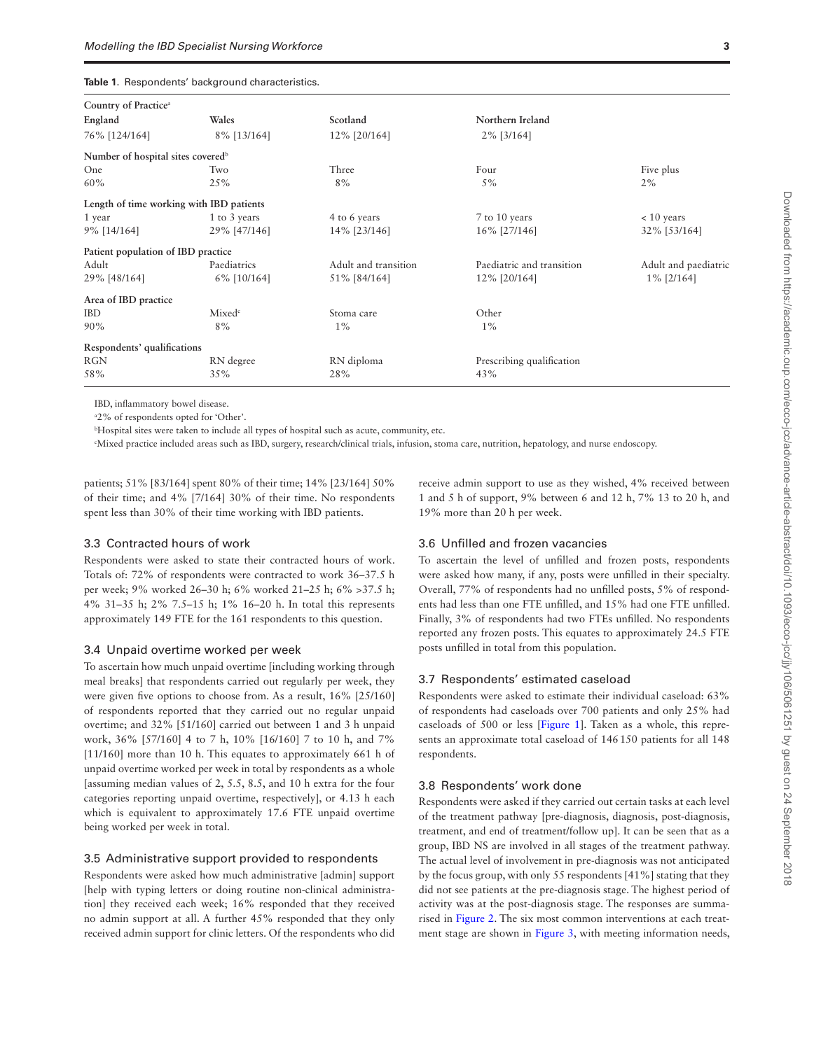**Table 1.** Respondents' background characteristics.

| Country of Practice[a] | | | | |
|---|---|---|---|---|
| **England** | **Wales** | **Scotland** | **Northern Ireland** | |
| 76% [124/164] | 8% [13/164] | 12% [20/164] | 2% [3/164] | |
| **Number of hospital sites covered[b]** | | | | |
| One | Two | Three | Four | Five plus |
| 60% | 25% | 8% | 5% | 2% |
| **Length of time working with IBD patients** | | | | |
| 1 year | 1 to 3 years | 4 to 6 years | 7 to 10 years | < 10 years |
| 9% [14/164] | 29% [47/146] | 14% [23/146] | 16% [27/146] | 32% [53/164] |
| **Patient population of IBD practice** | | | | |
| Adult | Paediatrics | Adult and transition | Paediatric and transition | Adult and paediatric |
| 29% [48/164] | 6% [10/164] | 51% [84/164] | 12% [20/164] | 1% [2/164] |
| **Area of IBD practice** | | | | |
| IBD | Mixed[c] | Stoma care | Other | |
| 90% | 8% | 1% | 1% | |
| **Respondents' qualifications** | | | | |
| RGN | RN degree | RN diploma | Prescribing qualification | |
| 58% | 35% | 28% | 43% | |

IBD, inflammatory bowel disease.

[a]2% of respondents opted for 'Other'.

[b]Hospital sites were taken to include all types of hospital such as acute, community, etc.

[c]Mixed practice included areas such as IBD, surgery, research/clinical trials, infusion, stoma care, nutrition, hepatology, and nurse endoscopy.

patients; 51% [83/164] spent 80% of their time; 14% [23/164] 50% of their time; and 4% [7/164] 30% of their time. No respondents spent less than 30% of their time working with IBD patients.

### 3.3 Contracted hours of work

Respondents were asked to state their contracted hours of work. Totals of: 72% of respondents were contracted to work 36–37.5 h per week; 9% worked 26–30 h; 6% worked 21–25 h; 6% >37.5 h; 4% 31–35 h; 2% 7.5–15 h; 1% 16–20 h. In total this represents approximately 149 FTE for the 161 respondents to this question.

### 3.4 Unpaid overtime worked per week

To ascertain how much unpaid overtime [including working through meal breaks] that respondents carried out regularly per week, they were given five options to choose from. As a result, 16% [25/160] of respondents reported that they carried out no regular unpaid overtime; and 32% [51/160] carried out between 1 and 3 h unpaid work, 36% [57/160] 4 to 7 h, 10% [16/160] 7 to 10 h, and 7% [11/160] more than 10 h. This equates to approximately 661 h of unpaid overtime worked per week in total by respondents as a whole [assuming median values of 2, 5.5, 8.5, and 10 h extra for the four categories reporting unpaid overtime, respectively], or 4.13 h each which is equivalent to approximately 17.6 FTE unpaid overtime being worked per week in total.

### 3.5 Administrative support provided to respondents

Respondents were asked how much administrative [admin] support [help with typing letters or doing routine non-clinical administration] they received each week; 16% responded that they received no admin support at all. A further 45% responded that they only received admin support for clinic letters. Of the respondents who did receive admin support to use as they wished, 4% received between 1 and 5 h of support, 9% between 6 and 12 h, 7% 13 to 20 h, and 19% more than 20 h per week.

### 3.6 Unfilled and frozen vacancies

To ascertain the level of unfilled and frozen posts, respondents were asked how many, if any, posts were unfilled in their specialty. Overall, 77% of respondents had no unfilled posts, 5% of respondents had less than one FTE unfilled, and 15% had one FTE unfilled. Finally, 3% of respondents had two FTEs unfilled. No respondents reported any frozen posts. This equates to approximately 24.5 FTE posts unfilled in total from this population.

### 3.7 Respondents' estimated caseload

Respondents were asked to estimate their individual caseload: 63% of respondents had caseloads over 700 patients and only 25% had caseloads of 500 or less [Figure 1]. Taken as a whole, this represents an approximate total caseload of 146 150 patients for all 148 respondents.

### 3.8 Respondents' work done

Respondents were asked if they carried out certain tasks at each level of the treatment pathway [pre-diagnosis, diagnosis, post-diagnosis, treatment, and end of treatment/follow up]. It can be seen that as a group, IBD NS are involved in all stages of the treatment pathway. The actual level of involvement in pre-diagnosis was not anticipated by the focus group, with only 55 respondents [41%] stating that they did not see patients at the pre-diagnosis stage. The highest period of activity was at the post-diagnosis stage. The responses are summarised in Figure 2. The six most common interventions at each treatment stage are shown in Figure 3, with meeting information needs,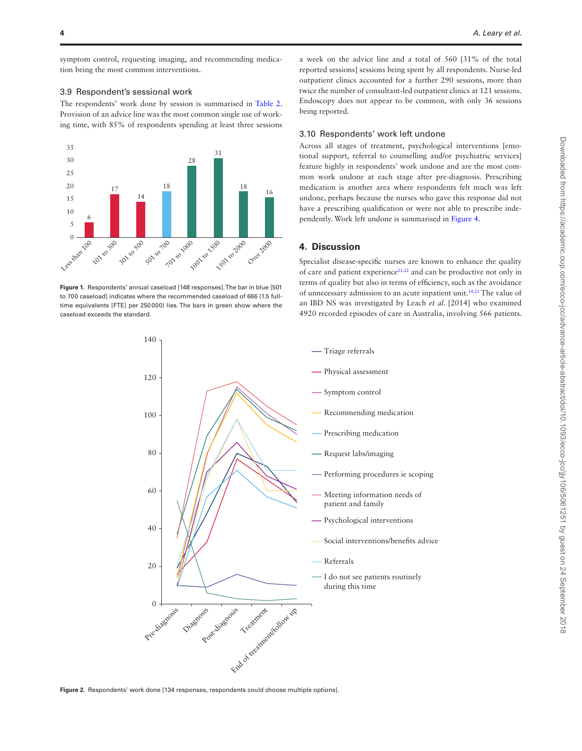symptom control, requesting imaging, and recommending medication being the most common interventions.

### 3.9 Respondent's sessional work

The respondents' work done by session is summarised in Table 2. Provision of an advice line was the most common single use of working time, with 85% of respondents spending at least three sessions a week on the advice line and a total of 560 [31% of the total reported sessions] sessions being spent by all respondents. Nurse-led outpatient clinics accounted for a further 290 sessions, more than twice the number of consultant-led outpatient clinics at 121 sessions. Endoscopy does not appear to be common, with only 36 sessions being reported.

**Figure 1.** Respondents' annual caseload [148 responses]. The bar in blue [501 to 700 caseload] indicates where the recommended caseload of 666 (1.5 full-time equivalents [FTE] per 250 000) lies. The bars in green show where the caseload exceeds the standard.

### 3.10 Respondents' work left undone

Across all stages of treatment, psychological interventions [emotional support, referral to counselling and/or psychiatric services] feature highly in respondents' work undone and are the most common work undone at each stage after pre-diagnosis. Prescribing medication is another area where respondents felt much was left undone, perhaps because the nurses who gave this response did not have a prescribing qualification or were not able to prescribe independently. Work left undone is summarised in Figure 4.

## 4. Discussion

Specialist disease-specific nurses are known to enhance the quality of care and patient experience[21,22] and can be productive not only in terms of quality but also in terms of efficiency, such as the avoidance of unnecessary admission to an acute inpatient unit.[14,23] The value of an IBD NS was investigated by Leach *et al*. [2014] who examined 4920 recorded episodes of care in Australia, involving 566 patients.

**Figure 2.** Respondents' work done [134 responses, respondents could choose multiple options].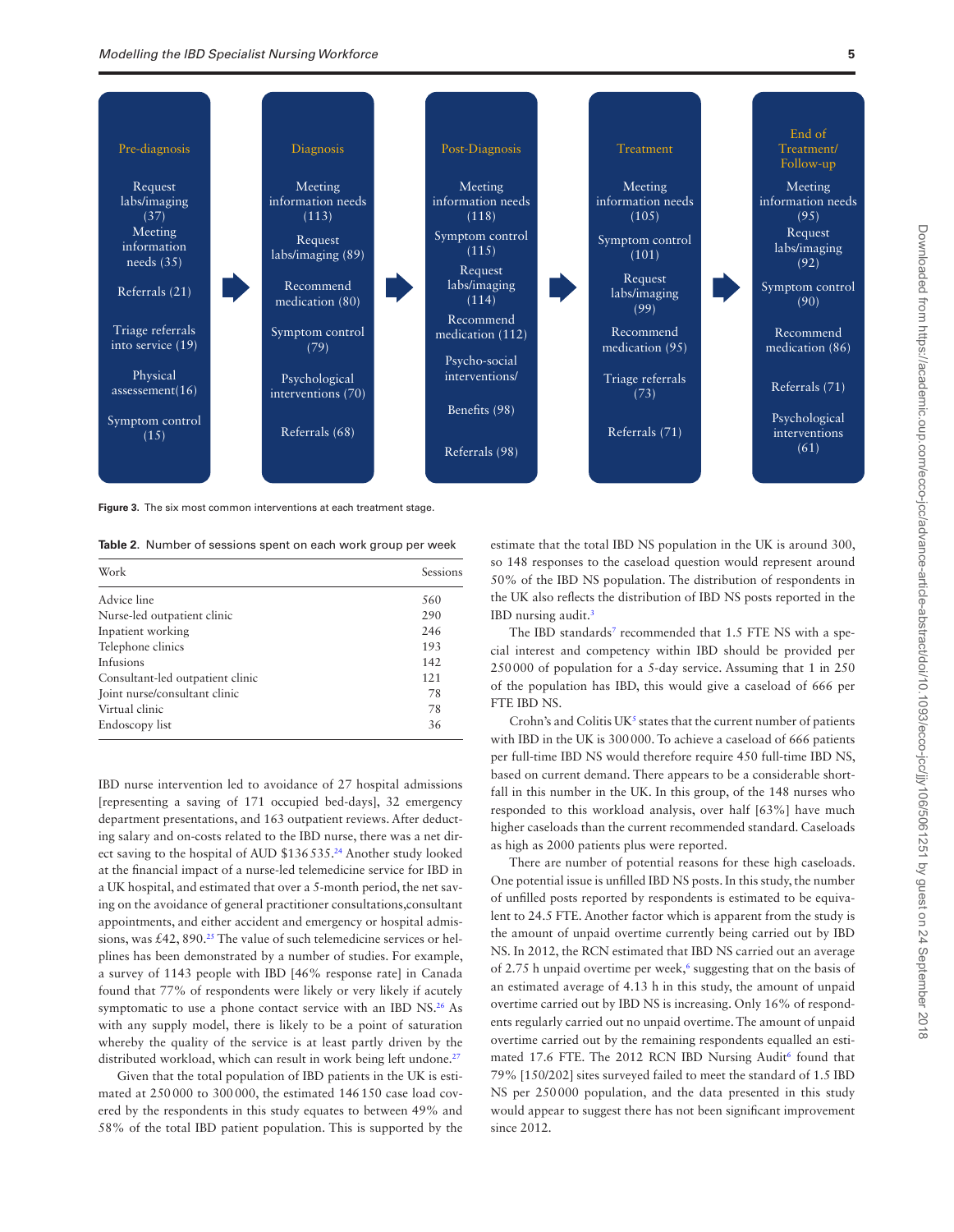| Pre-diagnosis | Diagnosis | Post-Diagnosis | Treatment | End of Treatment/ Follow-up |
| --- | --- | --- | --- | --- |
| Request labs/imaging (37) | Meeting information needs (113) | Meeting information needs (118) | Meeting information needs (105) | Meeting information needs (95) |
| Meeting information needs (35) | Request labs/imaging (89) | Symptom control (115) | Symptom control (101) | Request labs/imaging (92) |
| Referrals (21) | Recommend medication (80) | Request labs/imaging (114) | Request labs/imaging (99) | Symptom control (90) |
| Triage referrals into service (19) | Symptom control (79) | Recommend medication (112) | Recommend medication (95) | Recommend medication (86) |
| Physical assessement(16) | Psychological interventions (70) | Psycho-social interventions/ Benefits (98) | Triage referrals (73) | Referrals (71) |
| Symptom control (15) | Referrals (68) | Referrals (98) | Referrals (71) | Psychological interventions (61) |

**Figure 3.** The six most common interventions at each treatment stage.

**Table 2.** Number of sessions spent on each work group per week

| Work | Sessions |
| --- | --- |
| Advice line | 560 |
| Nurse-led outpatient clinic | 290 |
| Inpatient working | 246 |
| Telephone clinics | 193 |
| Infusions | 142 |
| Consultant-led outpatient clinic | 121 |
| Joint nurse/consultant clinic | 78 |
| Virtual clinic | 78 |
| Endoscopy list | 36 |

IBD nurse intervention led to avoidance of 27 hospital admissions [representing a saving of 171 occupied bed-days], 32 emergency department presentations, and 163 outpatient reviews. After deducting salary and on-costs related to the IBD nurse, there was a net direct saving to the hospital of AUD $136 535.[24] Another study looked at the financial impact of a nurse-led telemedicine service for IBD in a UK hospital, and estimated that over a 5-month period, the net saving on the avoidance of general practitioner consultations,consultant appointments, and either accident and emergency or hospital admissions, was £42, 890.[25] The value of such telemedicine services or helplines has been demonstrated by a number of studies. For example, a survey of 1143 people with IBD [46% response rate] in Canada found that 77% of respondents were likely or very likely if acutely symptomatic to use a phone contact service with an IBD NS.[26] As with any supply model, there is likely to be a point of saturation whereby the quality of the service is at least partly driven by the distributed workload, which can result in work being left undone.[27]

Given that the total population of IBD patients in the UK is estimated at 250 000 to 300 000, the estimated 146 150 case load covered by the respondents in this study equates to between 49% and 58% of the total IBD patient population. This is supported by the estimate that the total IBD NS population in the UK is around 300, so 148 responses to the caseload question would represent around 50% of the IBD NS population. The distribution of respondents in the UK also reflects the distribution of IBD NS posts reported in the IBD nursing audit.[3]

The IBD standards[7] recommended that 1.5 FTE NS with a special interest and competency within IBD should be provided per 250 000 of population for a 5-day service. Assuming that 1 in 250 of the population has IBD, this would give a caseload of 666 per FTE IBD NS.

Crohn's and Colitis UK[5] states that the current number of patients with IBD in the UK is 300 000. To achieve a caseload of 666 patients per full-time IBD NS would therefore require 450 full-time IBD NS, based on current demand. There appears to be a considerable shortfall in this number in the UK. In this group, of the 148 nurses who responded to this workload analysis, over half [63%] have much higher caseloads than the current recommended standard. Caseloads as high as 2000 patients plus were reported.

There are number of potential reasons for these high caseloads. One potential issue is unfilled IBD NS posts. In this study, the number of unfilled posts reported by respondents is estimated to be equivalent to 24.5 FTE. Another factor which is apparent from the study is the amount of unpaid overtime currently being carried out by IBD NS. In 2012, the RCN estimated that IBD NS carried out an average of 2.75 h unpaid overtime per week,[6] suggesting that on the basis of an estimated average of 4.13 h in this study, the amount of unpaid overtime carried out by IBD NS is increasing. Only 16% of respondents regularly carried out no unpaid overtime. The amount of unpaid overtime carried out by the remaining respondents equalled an estimated 17.6 FTE. The 2012 RCN IBD Nursing Audit[6] found that 79% [150/202] sites surveyed failed to meet the standard of 1.5 IBD NS per 250 000 population, and the data presented in this study would appear to suggest there has not been significant improvement since 2012.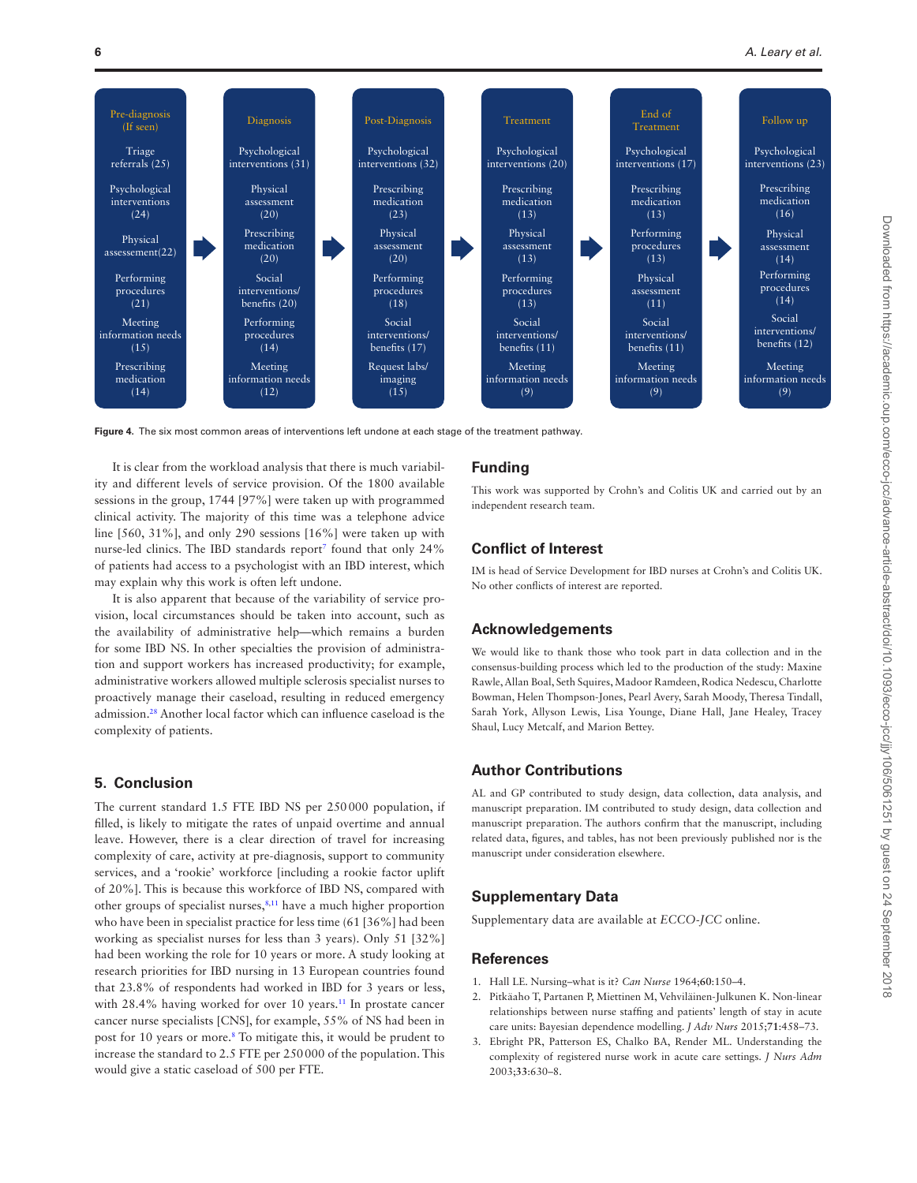| Pre-diagnosis (If seen) | Diagnosis | Post-Diagnosis | Treatment | End of Treatment | Follow up |
|---|---|---|---|---|---|
| Triage referrals (25) | Psychological interventions (31) | Psychological interventions (32) | Psychological interventions (20) | Psychological interventions (17) | Psychological interventions (23) |
| Psychological interventions (24) | Physical assessment (20) | Prescribing medication (23) | Prescribing medication (13) | Prescribing medication (13) | Prescribing medication (16) |
| Physical assessement(22) | Prescribing medication (20) | Physical assessment (20) | Physical assessment (13) | Performing procedures (13) | Physical assessment (14) |
| Performing procedures (21) | Social interventions/ benefits (20) | Performing procedures (18) | Performing procedures (13) | Physical assessment (11) | Performing procedures (14) |
| Meeting information needs (15) | Performing procedures (14) | Social interventions/ benefits (17) | Social interventions/ benefits (11) | Social interventions/ benefits (11) | Social interventions/ benefits (12) |
| Prescribing medication (14) | Meeting information needs (12) | Request labs/ imaging (15) | Meeting information needs (9) | Meeting information needs (9) | Meeting information needs (9) |

**Figure 4.** The six most common areas of interventions left undone at each stage of the treatment pathway.

It is clear from the workload analysis that there is much variability and different levels of service provision. Of the 1800 available sessions in the group, 1744 [97%] were taken up with programmed clinical activity. The majority of this time was a telephone advice line [560, 31%], and only 290 sessions [16%] were taken up with nurse-led clinics. The IBD standards report[7] found that only 24% of patients had access to a psychologist with an IBD interest, which may explain why this work is often left undone.

It is also apparent that because of the variability of service provision, local circumstances should be taken into account, such as the availability of administrative help—which remains a burden for some IBD NS. In other specialties the provision of administration and support workers has increased productivity; for example, administrative workers allowed multiple sclerosis specialist nurses to proactively manage their caseload, resulting in reduced emergency admission.[28] Another local factor which can influence caseload is the complexity of patients.

## 5. Conclusion

The current standard 1.5 FTE IBD NS per 250 000 population, if filled, is likely to mitigate the rates of unpaid overtime and annual leave. However, there is a clear direction of travel for increasing complexity of care, activity at pre-diagnosis, support to community services, and a 'rookie' workforce [including a rookie factor uplift of 20%]. This is because this workforce of IBD NS, compared with other groups of specialist nurses,[8,11] have a much higher proportion who have been in specialist practice for less time (61 [36%] had been working as specialist nurses for less than 3 years). Only 51 [32%] had been working the role for 10 years or more. A study looking at research priorities for IBD nursing in 13 European countries found that 23.8% of respondents had worked in IBD for 3 years or less, with 28.4% having worked for over 10 years.[11] In prostate cancer cancer nurse specialists [CNS], for example, 55% of NS had been in post for 10 years or more.[8] To mitigate this, it would be prudent to increase the standard to 2.5 FTE per 250 000 of the population. This would give a static caseload of 500 per FTE.

## Funding

This work was supported by Crohn's and Colitis UK and carried out by an independent research team.

## Conflict of Interest

IM is head of Service Development for IBD nurses at Crohn's and Colitis UK. No other conflicts of interest are reported.

## Acknowledgements

We would like to thank those who took part in data collection and in the consensus-building process which led to the production of the study: Maxine Rawle, Allan Boal, Seth Squires, Madoor Ramdeen, Rodica Nedescu, Charlotte Bowman, Helen Thompson-Jones, Pearl Avery, Sarah Moody, Theresa Tindall, Sarah York, Allyson Lewis, Lisa Younge, Diane Hall, Jane Healey, Tracey Shaul, Lucy Metcalf, and Marion Bettey.

## Author Contributions

AL and GP contributed to study design, data collection, data analysis, and manuscript preparation. IM contributed to study design, data collection and manuscript preparation. The authors confirm that the manuscript, including related data, figures, and tables, has not been previously published nor is the manuscript under consideration elsewhere.

## Supplementary Data

Supplementary data are available at *ECCO-JCC* online.

## References

1. Hall LE. Nursing–what is it? *Can Nurse* 1964;**60**:150–4.
2. Pitkäaho T, Partanen P, Miettinen M, Vehviläinen-Julkunen K. Non-linear relationships between nurse staffing and patients' length of stay in acute care units: Bayesian dependence modelling. *J Adv Nurs* 2015;**71**:458–73.
3. Ebright PR, Patterson ES, Chalko BA, Render ML. Understanding the complexity of registered nurse work in acute care settings. *J Nurs Adm* 2003;**33**:630–8.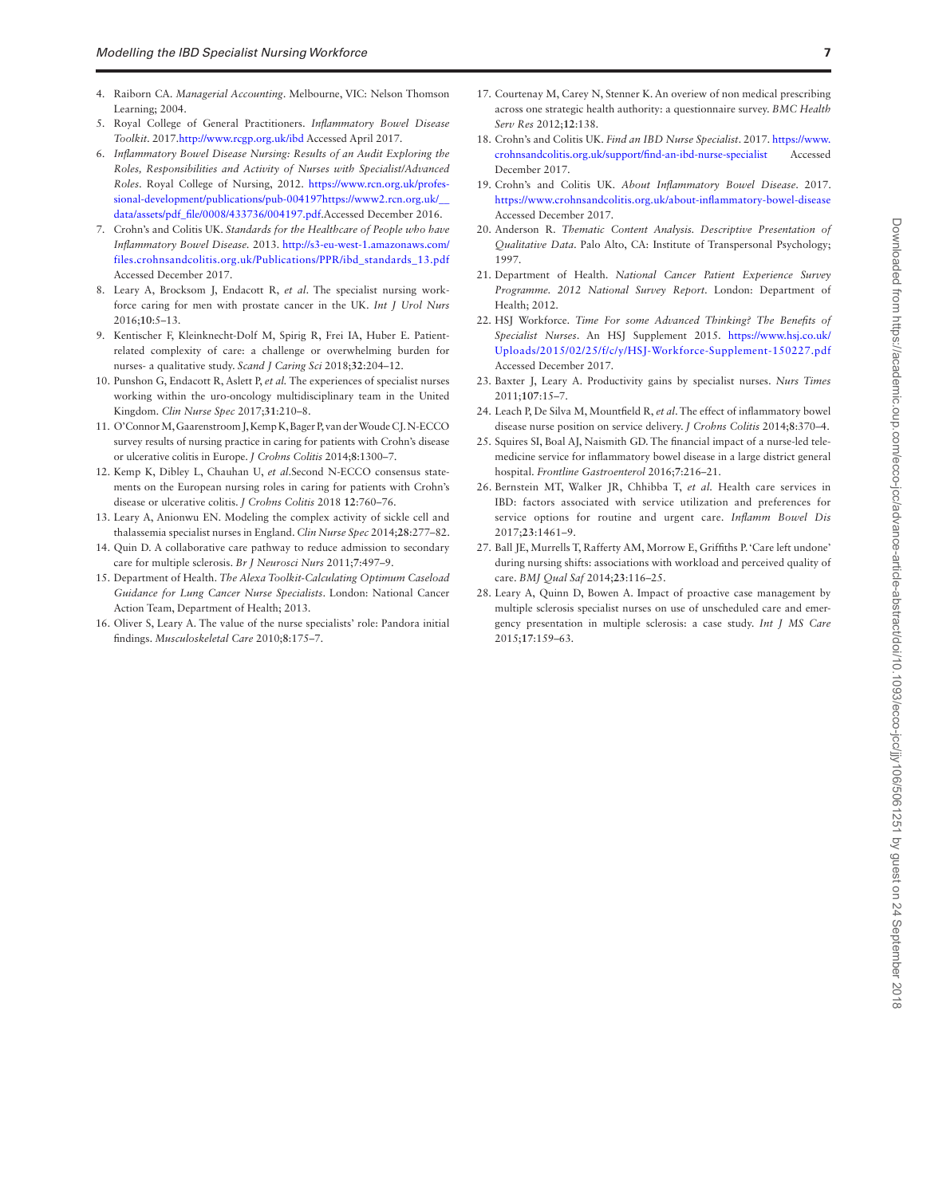4. Raiborn CA. *Managerial Accounting*. Melbourne, VIC: Nelson Thomson Learning; 2004.
5. Royal College of General Practitioners. *Inflammatory Bowel Disease Toolkit*. 2017.http://www.rcgp.org.uk/ibd Accessed April 2017.
6. *Inflammatory Bowel Disease Nursing: Results of an Audit Exploring the Roles, Responsibilities and Activity of Nurses with Specialist/Advanced Roles*. Royal College of Nursing, 2012. https://www.rcn.org.uk/professional-development/publications/pub-004197https://www2.rcn.org.uk/__data/assets/pdf_file/0008/433736/004197.pdf.Accessed December 2016.
7. Crohn's and Colitis UK. *Standards for the Healthcare of People who have Inflammatory Bowel Disease*. 2013. http://s3-eu-west-1.amazonaws.com/files.crohnsandcolitis.org.uk/Publications/PPR/ibd_standards_13.pdf Accessed December 2017.
8. Leary A, Brocksom J, Endacott R, *et al*. The specialist nursing workforce caring for men with prostate cancer in the UK. *Int J Urol Nurs* 2016;**10**:5–13.
9. Kentischer F, Kleinknecht-Dolf M, Spirig R, Frei IA, Huber E. Patient-related complexity of care: a challenge or overwhelming burden for nurses- a qualitative study. *Scand J Caring Sci* 2018;**32**:204–12.
10. Punshon G, Endacott R, Aslett P, *et al.* The experiences of specialist nurses working within the uro-oncology multidisciplinary team in the United Kingdom. *Clin Nurse Spec* 2017;**31**:210–8.
11. O'Connor M, Gaarenstroom J, Kemp K, Bager P, van der Woude CJ. N-ECCO survey results of nursing practice in caring for patients with Crohn's disease or ulcerative colitis in Europe. *J Crohns Colitis* 2014;**8**:1300–7.
12. Kemp K, Dibley L, Chauhan U, *et al*.Second N-ECCO consensus statements on the European nursing roles in caring for patients with Crohn's disease or ulcerative colitis. *J Crohns Colitis* 2018 **12**:760–76.
13. Leary A, Anionwu EN. Modeling the complex activity of sickle cell and thalassemia specialist nurses in England. *Clin Nurse Spec* 2014;**28**:277–82.
14. Quin D. A collaborative care pathway to reduce admission to secondary care for multiple sclerosis. *Br J Neurosci Nurs* 2011;**7**:497–9.
15. Department of Health. *The Alexa Toolkit-Calculating Optimum Caseload Guidance for Lung Cancer Nurse Specialists*. London: National Cancer Action Team, Department of Health; 2013.
16. Oliver S, Leary A. The value of the nurse specialists' role: Pandora initial findings. *Musculoskeletal Care* 2010;**8**:175–7.
17. Courtenay M, Carey N, Stenner K. An overview of non medical prescribing across one strategic health authority: a questionnaire survey. *BMC Health Serv Res* 2012;**12**:138.
18. Crohn's and Colitis UK. *Find an IBD Nurse Specialist*. 2017. https://www.crohnsandcolitis.org.uk/support/find-an-ibd-nurse-specialist Accessed December 2017.
19. Crohn's and Colitis UK. *About Inflammatory Bowel Disease*. 2017. https://www.crohnsandcolitis.org.uk/about-inflammatory-bowel-disease Accessed December 2017.
20. Anderson R. *Thematic Content Analysis. Descriptive Presentation of Qualitative Data*. Palo Alto, CA: Institute of Transpersonal Psychology; 1997.
21. Department of Health. *National Cancer Patient Experience Survey Programme. 2012 National Survey Report*. London: Department of Health; 2012.
22. HSJ Workforce. *Time For some Advanced Thinking? The Benefits of Specialist Nurses*. An HSJ Supplement 2015. https://www.hsj.co.uk/Uploads/2015/02/25/f/c/y/HSJ-Workforce-Supplement-150227.pdf Accessed December 2017.
23. Baxter J, Leary A. Productivity gains by specialist nurses. *Nurs Times* 2011;**107**:15–7.
24. Leach P, De Silva M, Mountfield R, *et al*. The effect of inflammatory bowel disease nurse position on service delivery. *J Crohns Colitis* 2014;**8**:370–4.
25. Squires SI, Boal AJ, Naismith GD. The financial impact of a nurse-led telemedicine service for inflammatory bowel disease in a large district general hospital. *Frontline Gastroenterol* 2016;**7**:216–21.
26. Bernstein MT, Walker JR, Chhibba T, *et al.* Health care services in IBD: factors associated with service utilization and preferences for service options for routine and urgent care. *Inflamm Bowel Dis* 2017;**23**:1461–9.
27. Ball JE, Murrells T, Rafferty AM, Morrow E, Griffiths P. 'Care left undone' during nursing shifts: associations with workload and perceived quality of care. *BMJ Qual Saf* 2014;**23**:116–25.
28. Leary A, Quinn D, Bowen A. Impact of proactive case management by multiple sclerosis specialist nurses on use of unscheduled care and emergency presentation in multiple sclerosis: a case study. *Int J MS Care* 2015;**17**:159–63.